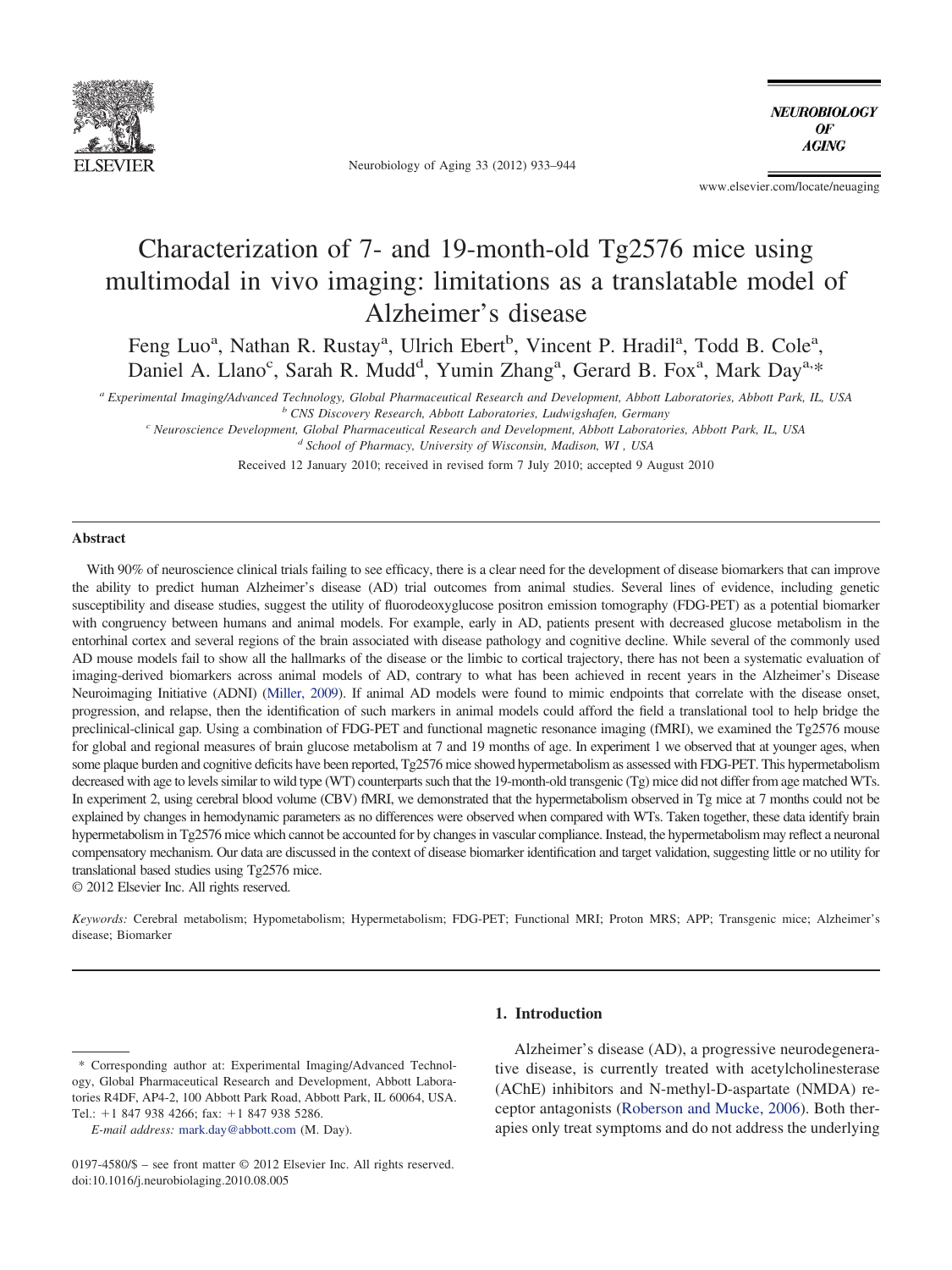# Characterization of 7- and 19-month-old Tg2576 mice using multimodal in vivo imaging: limitations as a translatable model of Alzheimer's disease

Feng Luo[a], Nathan R. Rustay[a], Ulrich Ebert[b], Vincent P. Hradil[a], Todd B. Cole[a], Daniel A. Llano[c], Sarah R. Mudd[d], Yumin Zhang[a], Gerard B. Fox[a], Mark Day[a,*]

[a] *Experimental Imaging/Advanced Technology, Global Pharmaceutical Research and Development, Abbott Laboratories, Abbott Park, IL, USA*
[b] *CNS Discovery Research, Abbott Laboratories, Ludwigshafen, Germany*
[c] *Neuroscience Development, Global Pharmaceutical Research and Development, Abbott Laboratories, Abbott Park, IL, USA*
[d] *School of Pharmacy, University of Wisconsin, Madison, WI , USA*

Received 12 January 2010; received in revised form 7 July 2010; accepted 9 August 2010

## Abstract

With 90% of neuroscience clinical trials failing to see efficacy, there is a clear need for the development of disease biomarkers that can improve the ability to predict human Alzheimer's disease (AD) trial outcomes from animal studies. Several lines of evidence, including genetic susceptibility and disease studies, suggest the utility of fluorodeoxyglucose positron emission tomography (FDG-PET) as a potential biomarker with congruency between humans and animal models. For example, early in AD, patients present with decreased glucose metabolism in the entorhinal cortex and several regions of the brain associated with disease pathology and cognitive decline. While several of the commonly used AD mouse models fail to show all the hallmarks of the disease or the limbic to cortical trajectory, there has not been a systematic evaluation of imaging-derived biomarkers across animal models of AD, contrary to what has been achieved in recent years in the Alzheimer's Disease Neuroimaging Initiative (ADNI) (Miller, 2009). If animal AD models were found to mimic endpoints that correlate with the disease onset, progression, and relapse, then the identification of such markers in animal models could afford the field a translational tool to help bridge the preclinical-clinical gap. Using a combination of FDG-PET and functional magnetic resonance imaging (fMRI), we examined the Tg2576 mouse for global and regional measures of brain glucose metabolism at 7 and 19 months of age. In experiment 1 we observed that at younger ages, when some plaque burden and cognitive deficits have been reported, Tg2576 mice showed hypermetabolism as assessed with FDG-PET. This hypermetabolism decreased with age to levels similar to wild type (WT) counterparts such that the 19-month-old transgenic (Tg) mice did not differ from age matched WTs. In experiment 2, using cerebral blood volume (CBV) fMRI, we demonstrated that the hypermetabolism observed in Tg mice at 7 months could not be explained by changes in hemodynamic parameters as no differences were observed when compared with WTs. Taken together, these data identify brain hypermetabolism in Tg2576 mice which cannot be accounted for by changes in vascular compliance. Instead, the hypermetabolism may reflect a neuronal compensatory mechanism. Our data are discussed in the context of disease biomarker identification and target validation, suggesting little or no utility for translational based studies using Tg2576 mice.
© 2012 Elsevier Inc. All rights reserved.

*Keywords:* Cerebral metabolism; Hypometabolism; Hypermetabolism; FDG-PET; Functional MRI; Proton MRS; APP; Transgenic mice; Alzheimer's disease; Biomarker

## 1. Introduction

Alzheimer's disease (AD), a progressive neurodegenerative disease, is currently treated with acetylcholinesterase (AChE) inhibitors and N-methyl-D-aspartate (NMDA) receptor antagonists (Roberson and Mucke, 2006). Both therapies only treat symptoms and do not address the underlying

\* Corresponding author at: Experimental Imaging/Advanced Technology, Global Pharmaceutical Research and Development, Abbott Laboratories R4DF, AP4-2, 100 Abbott Park Road, Abbott Park, IL 60064, USA. Tel.: +1 847 938 4266; fax: +1 847 938 5286.
*E-mail address:* mark.day@abbott.com (M. Day).

0197-4580/$ – see front matter © 2012 Elsevier Inc. All rights reserved.
doi:10.1016/j.neurobiolaging.2010.08.005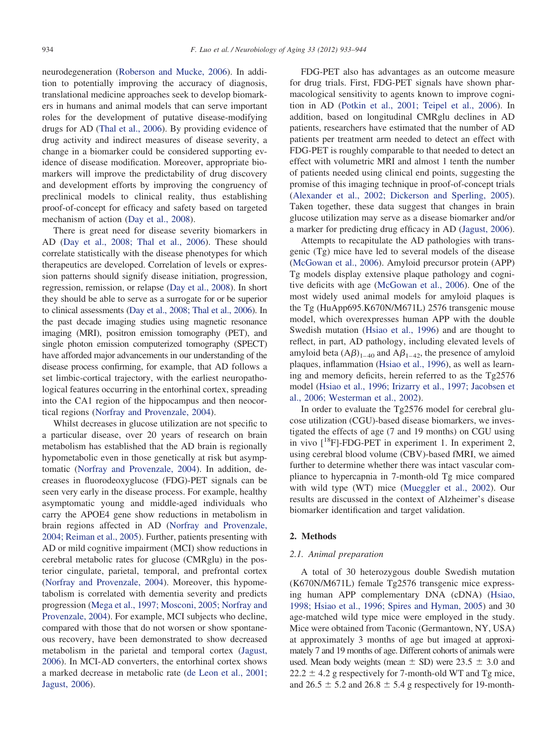neurodegeneration (Roberson and Mucke, 2006). In addition to potentially improving the accuracy of diagnosis, translational medicine approaches seek to develop biomarkers in humans and animal models that can serve important roles for the development of putative disease-modifying drugs for AD (Thal et al., 2006). By providing evidence of drug activity and indirect measures of disease severity, a change in a biomarker could be considered supporting evidence of disease modification. Moreover, appropriate biomarkers will improve the predictability of drug discovery and development efforts by improving the congruency of preclinical models to clinical reality, thus establishing proof-of-concept for efficacy and safety based on targeted mechanism of action (Day et al., 2008).

There is great need for disease severity biomarkers in AD (Day et al., 2008; Thal et al., 2006). These should correlate statistically with the disease phenotypes for which therapeutics are developed. Correlation of levels or expression patterns should signify disease initiation, progression, regression, remission, or relapse (Day et al., 2008). In short they should be able to serve as a surrogate for or be superior to clinical assessments (Day et al., 2008; Thal et al., 2006). In the past decade imaging studies using magnetic resonance imaging (MRI), positron emission tomography (PET), and single photon emission computerized tomography (SPECT) have afforded major advancements in our understanding of the disease process confirming, for example, that AD follows a set limbic-cortical trajectory, with the earliest neuropathological features occurring in the entorhinal cortex, spreading into the CA1 region of the hippocampus and then neocortical regions (Norfray and Provenzale, 2004).

Whilst decreases in glucose utilization are not specific to a particular disease, over 20 years of research on brain metabolism has established that the AD brain is regionally hypometabolic even in those genetically at risk but asymptomatic (Norfray and Provenzale, 2004). In addition, decreases in fluorodeoxyglucose (FDG)-PET signals can be seen very early in the disease process. For example, healthy asymptomatic young and middle-aged individuals who carry the APOE4 gene show reductions in metabolism in brain regions affected in AD (Norfray and Provenzale, 2004; Reiman et al., 2005). Further, patients presenting with AD or mild cognitive impairment (MCI) show reductions in cerebral metabolic rates for glucose (CMRglu) in the posterior cingulate, parietal, temporal, and prefrontal cortex (Norfray and Provenzale, 2004). Moreover, this hypometabolism is correlated with dementia severity and predicts progression (Mega et al., 1997; Mosconi, 2005; Norfray and Provenzale, 2004). For example, MCI subjects who decline, compared with those that do not worsen or show spontaneous recovery, have been demonstrated to show decreased metabolism in the parietal and temporal cortex (Jagust, 2006). In MCI-AD converters, the entorhinal cortex shows a marked decrease in metabolic rate (de Leon et al., 2001; Jagust, 2006).

FDG-PET also has advantages as an outcome measure for drug trials. First, FDG-PET signals have shown pharmacological sensitivity to agents known to improve cognition in AD (Potkin et al., 2001; Teipel et al., 2006). In addition, based on longitudinal CMRglu declines in AD patients, researchers have estimated that the number of AD patients per treatment arm needed to detect an effect with FDG-PET is roughly comparable to that needed to detect an effect with volumetric MRI and almost 1 tenth the number of patients needed using clinical end points, suggesting the promise of this imaging technique in proof-of-concept trials (Alexander et al., 2002; Dickerson and Sperling, 2005). Taken together, these data suggest that changes in brain glucose utilization may serve as a disease biomarker and/or a marker for predicting drug efficacy in AD (Jagust, 2006).

Attempts to recapitulate the AD pathologies with transgenic (Tg) mice have led to several models of the disease (McGowan et al., 2006). Amyloid precursor protein (APP) Tg models display extensive plaque pathology and cognitive deficits with age (McGowan et al., 2006). One of the most widely used animal models for amyloid plaques is the Tg (HuApp695.K670N/M671L) 2576 transgenic mouse model, which overexpresses human APP with the double Swedish mutation (Hsiao et al., 1996) and are thought to reflect, in part, AD pathology, including elevated levels of amyloid beta $(A\beta)_{1-40}$ and $A\beta_{1-42}$, the presence of amyloid plaques, inflammation (Hsiao et al., 1996), as well as learning and memory deficits, herein referred to as the Tg2576 model (Hsiao et al., 1996; Irizarry et al., 1997; Jacobsen et al., 2006; Westerman et al., 2002).

In order to evaluate the Tg2576 model for cerebral glucose utilization (CGU)-based disease biomarkers, we investigated the effects of age (7 and 19 months) on CGU using in vivo [$^{18}$F]-FDG-PET in experiment 1. In experiment 2, using cerebral blood volume (CBV)-based fMRI, we aimed further to determine whether there was intact vascular compliance to hypercapnia in 7-month-old Tg mice compared with wild type (WT) mice (Mueggler et al., 2002). Our results are discussed in the context of Alzheimer's disease biomarker identification and target validation.

## 2. Methods

### 2.1. Animal preparation

A total of 30 heterozygous double Swedish mutation (K670N/M671L) female Tg2576 transgenic mice expressing human APP complementary DNA (cDNA) (Hsiao, 1998; Hsiao et al., 1996; Spires and Hyman, 2005) and 30 age-matched wild type mice were employed in the study. Mice were obtained from Taconic (Germantown, NY, USA) at approximately 3 months of age but imaged at approximately 7 and 19 months of age. Different cohorts of animals were used. Mean body weights (mean ± SD) were 23.5 ± 3.0 and 22.2 ± 4.2 g respectively for 7-month-old WT and Tg mice, and 26.5 ± 5.2 and 26.8 ± 5.4 g respectively for 19-month-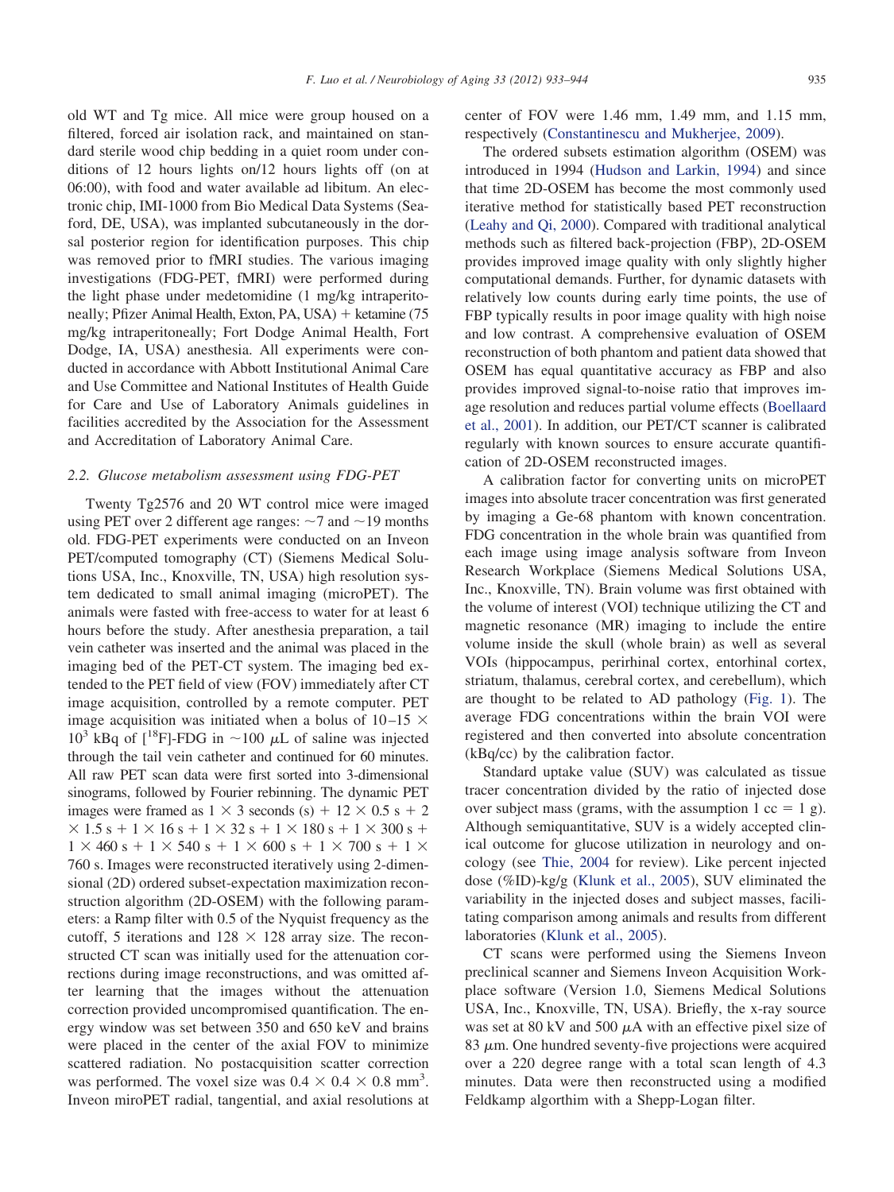old WT and Tg mice. All mice were group housed on a filtered, forced air isolation rack, and maintained on standard sterile wood chip bedding in a quiet room under conditions of 12 hours lights on/12 hours lights off (on at 06:00), with food and water available ad libitum. An electronic chip, IMI-1000 from Bio Medical Data Systems (Seaford, DE, USA), was implanted subcutaneously in the dorsal posterior region for identification purposes. This chip was removed prior to fMRI studies. The various imaging investigations (FDG-PET, fMRI) were performed during the light phase under medetomidine (1 mg/kg intraperitoneally; Pfizer Animal Health, Exton, PA, USA) + ketamine (75 mg/kg intraperitoneally; Fort Dodge Animal Health, Fort Dodge, IA, USA) anesthesia. All experiments were conducted in accordance with Abbott Institutional Animal Care and Use Committee and National Institutes of Health Guide for Care and Use of Laboratory Animals guidelines in facilities accredited by the Association for the Assessment and Accreditation of Laboratory Animal Care.

### 2.2. Glucose metabolism assessment using FDG-PET

Twenty Tg2576 and 20 WT control mice were imaged using PET over 2 different age ranges: ~7 and ~19 months old. FDG-PET experiments were conducted on an Inveon PET/computed tomography (CT) (Siemens Medical Solutions USA, Inc., Knoxville, TN, USA) high resolution system dedicated to small animal imaging (microPET). The animals were fasted with free-access to water for at least 6 hours before the study. After anesthesia preparation, a tail vein catheter was inserted and the animal was placed in the imaging bed of the PET-CT system. The imaging bed extended to the PET field of view (FOV) immediately after CT image acquisition, controlled by a remote computer. PET image acquisition was initiated when a bolus of 10–15 $\times$ $10^3$ kBq of [$^{18}$F]-FDG in ~100 $\mu$L of saline was injected through the tail vein catheter and continued for 60 minutes. All raw PET scan data were first sorted into 3-dimensional sinograms, followed by Fourier rebinning. The dynamic PET images were framed as $1 \times 3$ seconds (s) + $12 \times 0.5$ s + $2 \times 1.5$ s + $1 \times 16$ s + $1 \times 32$ s + $1 \times 180$ s + $1 \times 300$ s + $1 \times 460$ s + $1 \times 540$ s + $1 \times 600$ s + $1 \times 700$ s + $1 \times 760$ s. Images were reconstructed iteratively using 2-dimensional (2D) ordered subset-expectation maximization reconstruction algorithm (2D-OSEM) with the following parameters: a Ramp filter with 0.5 of the Nyquist frequency as the cutoff, 5 iterations and $128 \times 128$ array size. The reconstructed CT scan was initially used for the attenuation corrections during image reconstructions, and was omitted after learning that the images without the attenuation correction provided uncompromised quantification. The energy window was set between 350 and 650 keV and brains were placed in the center of the axial FOV to minimize scattered radiation. No postacquisition scatter correction was performed. The voxel size was $0.4 \times 0.4 \times 0.8$ mm$^3$. Inveon miroPET radial, tangential, and axial resolutions at center of FOV were 1.46 mm, 1.49 mm, and 1.15 mm, respectively (Constantinescu and Mukherjee, 2009).

The ordered subsets estimation algorithm (OSEM) was introduced in 1994 (Hudson and Larkin, 1994) and since that time 2D-OSEM has become the most commonly used iterative method for statistically based PET reconstruction (Leahy and Qi, 2000). Compared with traditional analytical methods such as filtered back-projection (FBP), 2D-OSEM provides improved image quality with only slightly higher computational demands. Further, for dynamic datasets with relatively low counts during early time points, the use of FBP typically results in poor image quality with high noise and low contrast. A comprehensive evaluation of OSEM reconstruction of both phantom and patient data showed that OSEM has equal quantitative accuracy as FBP and also provides improved signal-to-noise ratio that improves image resolution and reduces partial volume effects (Boellaard et al., 2001). In addition, our PET/CT scanner is calibrated regularly with known sources to ensure accurate quantification of 2D-OSEM reconstructed images.

A calibration factor for converting units on microPET images into absolute tracer concentration was first generated by imaging a Ge-68 phantom with known concentration. FDG concentration in the whole brain was quantified from each image using image analysis software from Inveon Research Workplace (Siemens Medical Solutions USA, Inc., Knoxville, TN). Brain volume was first obtained with the volume of interest (VOI) technique utilizing the CT and magnetic resonance (MR) imaging to include the entire volume inside the skull (whole brain) as well as several VOIs (hippocampus, perirhinal cortex, entorhinal cortex, striatum, thalamus, cerebral cortex, and cerebellum), which are thought to be related to AD pathology (Fig. 1). The average FDG concentrations within the brain VOI were registered and then converted into absolute concentration (kBq/cc) by the calibration factor.

Standard uptake value (SUV) was calculated as tissue tracer concentration divided by the ratio of injected dose over subject mass (grams, with the assumption 1 cc = 1 g). Although semiquantitative, SUV is a widely accepted clinical outcome for glucose utilization in neurology and oncology (see Thie, 2004 for review). Like percent injected dose (%ID)-kg/g (Klunk et al., 2005), SUV eliminated the variability in the injected doses and subject masses, facilitating comparison among animals and results from different laboratories (Klunk et al., 2005).

CT scans were performed using the Siemens Inveon preclinical scanner and Siemens Inveon Acquisition Workplace software (Version 1.0, Siemens Medical Solutions USA, Inc., Knoxville, TN, USA). Briefly, the x-ray source was set at 80 kV and 500 $\mu$A with an effective pixel size of 83 $\mu$m. One hundred seventy-five projections were acquired over a 220 degree range with a total scan length of 4.3 minutes. Data were then reconstructed using a modified Feldkamp algorthim with a Shepp-Logan filter.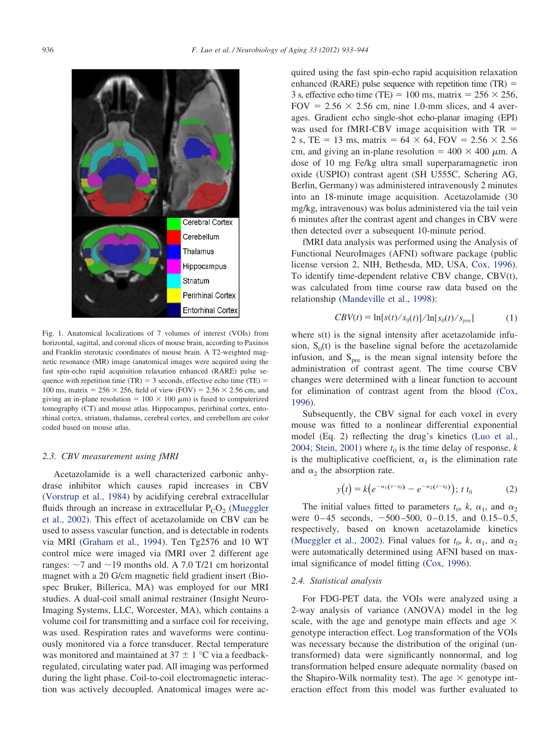Fig. 1. Anatomical localizations of 7 volumes of interest (VOIs) from horizontal, sagittal, and coronal slices of mouse brain, according to Paxinos and Franklin sterotaxic coordinates of mouse brain. A T2-weighted magnetic resonance (MR) image (anatomical images were acquired using the fast spin-echo rapid acquisition relaxation enhanced (RARE) pulse sequence with repetition time (TR) = 3 seconds, effective echo time (TE) = 100 ms, matrix = 256 × 256, field of view (FOV) = 2.56 × 2.56 cm, and giving an in-plane resolution = 100 × 100 μm) is fused to computerized tomography (CT) and mouse atlas. Hippocampus, perirhinal cortex, entorhinal cortex, striatum, thalamus, cerebral cortex, and cerebellum are color coded based on mouse atlas.

### 2.3. CBV measurement using fMRI

Acetazolamide is a well characterized carbonic anhydrase inhibitor which causes rapid increases in CBV (Vorstrup et al., 1984) by acidifying cerebral extracellular fluids through an increase in extracellular $P_{CO_2}$ (Mueggler et al., 2002). This effect of acetazolamide on CBV can be used to assess vascular function, and is detectable in rodents via MRI (Graham et al., 1994). Ten Tg2576 and 10 WT control mice were imaged via fMRI over 2 different age ranges: ~7 and ~19 months old. A 7.0 T/21 cm horizontal magnet with a 20 G/cm magnetic field gradient insert (Biospec Bruker, Billerica, MA) was employed for our MRI studies. A dual-coil small animal restrainer (Insight NeuroImaging Systems, LLC, Worcester, MA), which contains a volume coil for transmitting and a surface coil for receiving, was used. Respiration rates and waveforms were continuously monitored via a force transducer. Rectal temperature was monitored and maintained at 37 ± 1 °C via a feedback-regulated, circulating water pad. All imaging was performed during the light phase. Coil-to-coil electromagnetic interaction was actively decoupled. Anatomical images were acquired using the fast spin-echo rapid acquisition relaxation enhanced (RARE) pulse sequence with repetition time (TR) = 3 s, effective echo time (TE) = 100 ms, matrix = 256 × 256, FOV = 2.56 × 2.56 cm, nine 1.0-mm slices, and 4 averages. Gradient echo single-shot echo-planar imaging (EPI) was used for fMRI-CBV image acquisition with TR = 2 s, TE = 13 ms, matrix = 64 × 64, FOV = 2.56 × 2.56 cm, and giving an in-plane resolution = 400 × 400 μm. A dose of 10 mg Fe/kg ultra small superparamagnetic iron oxide (USPIO) contrast agent (SH U555C, Schering AG, Berlin, Germany) was administered intravenously 2 minutes into an 18-minute image acquisition. Acetazolamide (30 mg/kg, intravenous) was bolus administered via the tail vein 6 minutes after the contrast agent and changes in CBV were then detected over a subsequent 10-minute period.

fMRI data analysis was performed using the Analysis of Functional NeuroImages (AFNI) software package (public license version 2, NIH, Bethesda, MD, USA, Cox, 1996). To identify time-dependent relative CBV change, CBV(t), was calculated from time course raw data based on the relationship (Mandeville et al., 1998):

$$CBV(t) = \ln[s(t)/s_0(t)]/\ln[s_0(t)/s_{pre}] \qquad (1)$$

where s(t) is the signal intensity after acetazolamide infusion, $S_0(t)$ is the baseline signal before the acetazolamide infusion, and $S_{pre}$ is the mean signal intensity before the administration of contrast agent. The time course CBV changes were determined with a linear function to account for elimination of contrast agent from the blood (Cox, 1996).

Subsequently, the CBV signal for each voxel in every mouse was fitted to a nonlinear differential exponential model (Eq. 2) reflecting the drug's kinetics (Luo et al., 2004; Stein, 2001) where $t_0$ is the time delay of response, $k$ is the multiplicative coefficient, $\alpha_1$ is the elimination rate and $\alpha_2$ the absorption rate.

$$y(t) = k\left(e^{-\alpha_1(t-t_0)} - e^{-\alpha_2(t-t_0)}\right);\ t\ t_0 \qquad (2)$$

The initial values fitted to parameters $t_0$, $k$, $\alpha_1$, and $\alpha_2$ were 0–45 seconds, −500–500, 0–0.15, and 0.15–0.5, respectively, based on known acetazolamide kinetics (Mueggler et al., 2002). Final values for $t_0$, $k$, $\alpha_1$, and $\alpha_2$ were automatically determined using AFNI based on maximal significance of model fitting (Cox, 1996).

### 2.4. Statistical analysis

For FDG-PET data, the VOIs were analyzed using a 2-way analysis of variance (ANOVA) model in the log scale, with the age and genotype main effects and age × genotype interaction effect. Log transformation of the VOIs was necessary because the distribution of the original (untransformed) data were significantly nonnormal, and log transformation helped ensure adequate normality (based on the Shapiro-Wilk normality test). The age × genotype interaction effect from this model was further evaluated to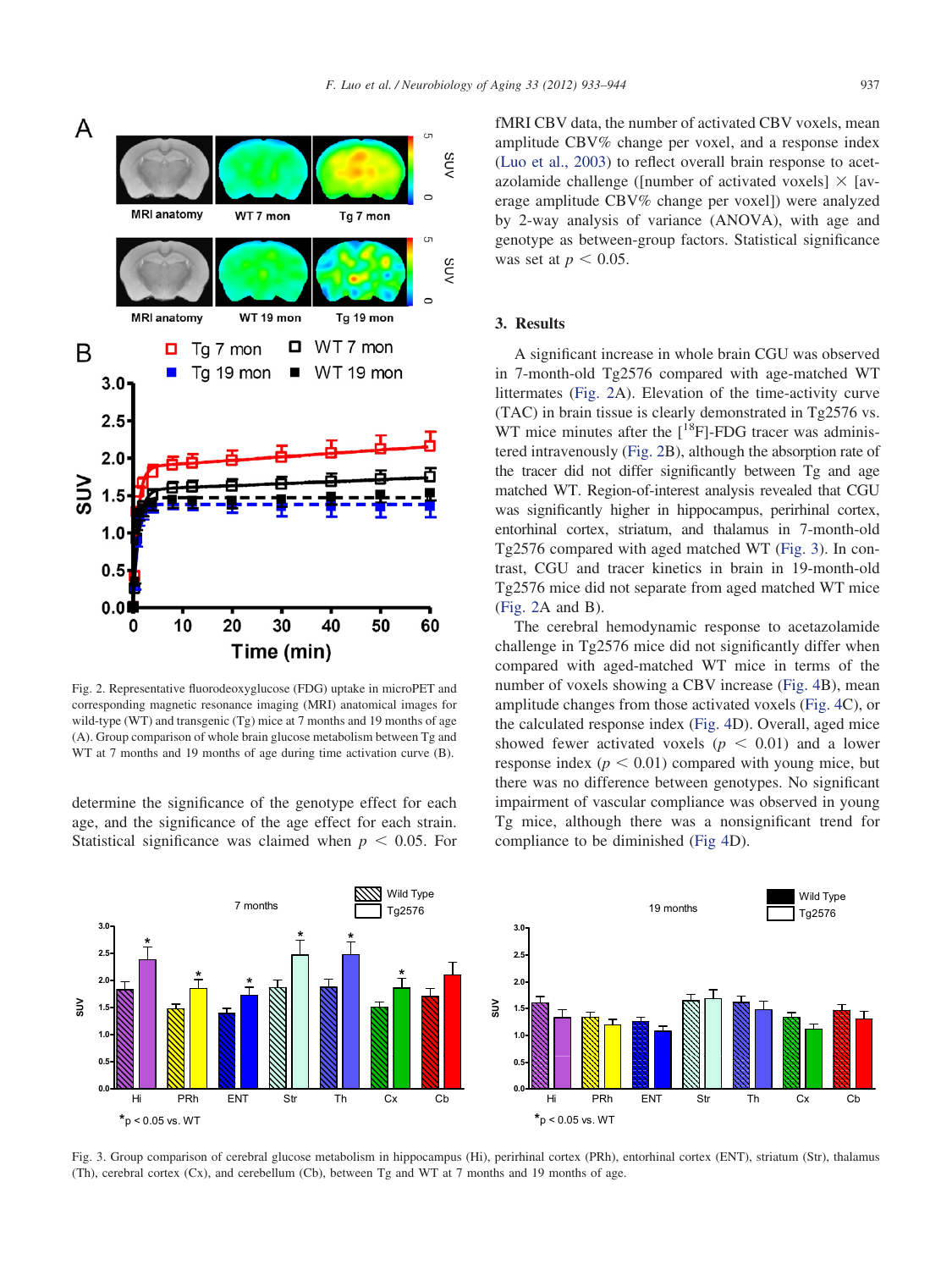Fig. 2. Representative fluorodeoxyglucose (FDG) uptake in microPET and corresponding magnetic resonance imaging (MRI) anatomical images for wild-type (WT) and transgenic (Tg) mice at 7 months and 19 months of age (A). Group comparison of whole brain glucose metabolism between Tg and WT at 7 months and 19 months of age during time activation curve (B).

determine the significance of the genotype effect for each age, and the significance of the age effect for each strain. Statistical significance was claimed when $p < 0.05$. For fMRI CBV data, the number of activated CBV voxels, mean amplitude CBV% change per voxel, and a response index (Luo et al., 2003) to reflect overall brain response to acetazolamide challenge ([number of activated voxels] × [average amplitude CBV% change per voxel]) were analyzed by 2-way analysis of variance (ANOVA), with age and genotype as between-group factors. Statistical significance was set at $p < 0.05$.

## 3. Results

A significant increase in whole brain CGU was observed in 7-month-old Tg2576 compared with age-matched WT littermates (Fig. 2A). Elevation of the time-activity curve (TAC) in brain tissue is clearly demonstrated in Tg2576 vs. WT mice minutes after the [$^{18}$F]-FDG tracer was administered intravenously (Fig. 2B), although the absorption rate of the tracer did not differ significantly between Tg and age matched WT. Region-of-interest analysis revealed that CGU was significantly higher in hippocampus, perirhinal cortex, entorhinal cortex, striatum, and thalamus in 7-month-old Tg2576 compared with aged matched WT (Fig. 3). In contrast, CGU and tracer kinetics in brain in 19-month-old Tg2576 mice did not separate from aged matched WT mice (Fig. 2A and B).

The cerebral hemodynamic response to acetazolamide challenge in Tg2576 mice did not significantly differ when compared with aged-matched WT mice in terms of the number of voxels showing a CBV increase (Fig. 4B), mean amplitude changes from those activated voxels (Fig. 4C), or the calculated response index (Fig. 4D). Overall, aged mice showed fewer activated voxels ($p < 0.01$) and a lower response index ($p < 0.01$) compared with young mice, but there was no difference between genotypes. No significant impairment of vascular compliance was observed in young Tg mice, although there was a nonsignificant trend for compliance to be diminished (Fig 4D).

Fig. 3. Group comparison of cerebral glucose metabolism in hippocampus (Hi), perirhinal cortex (PRh), entorhinal cortex (ENT), striatum (Str), thalamus (Th), cerebral cortex (Cx), and cerebellum (Cb), between Tg and WT at 7 months and 19 months of age.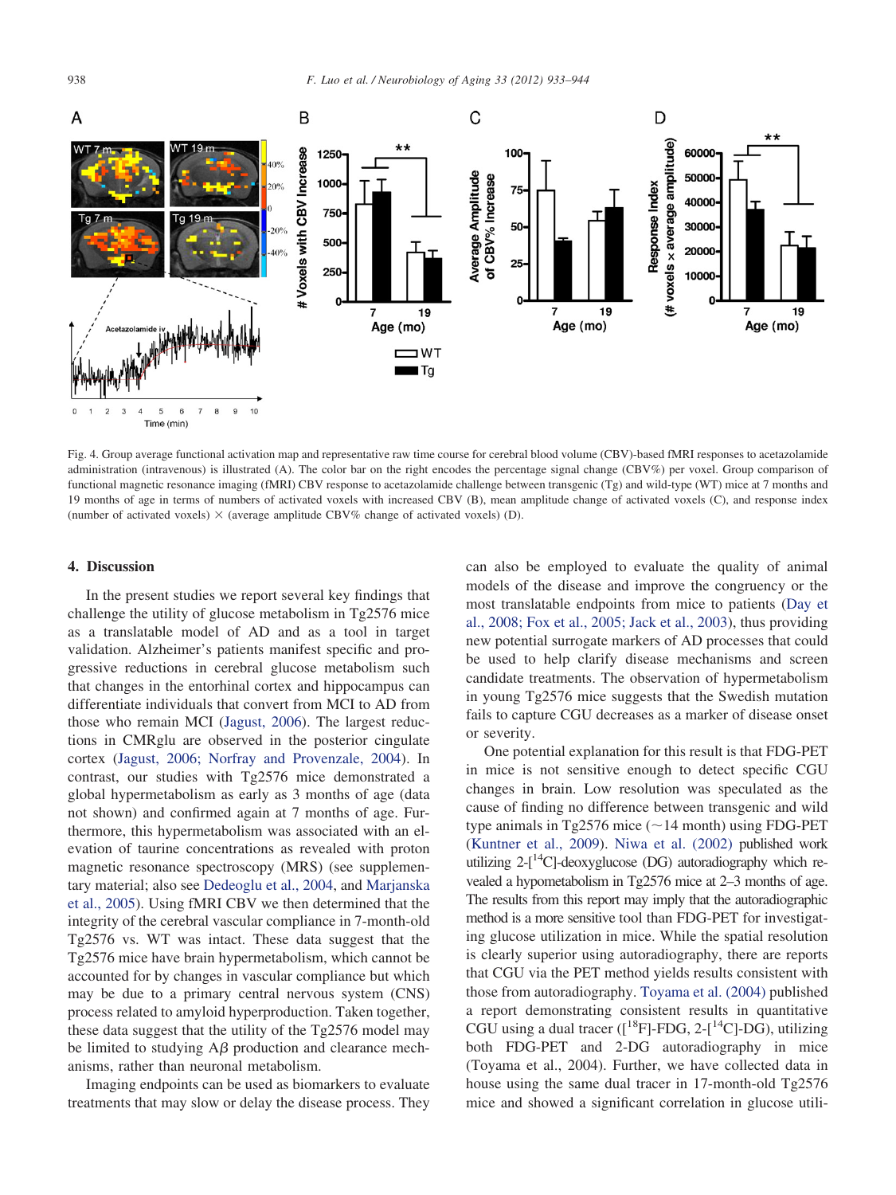Fig. 4. Group average functional activation map and representative raw time course for cerebral blood volume (CBV)-based fMRI responses to acetazolamide administration (intravenous) is illustrated (A). The color bar on the right encodes the percentage signal change (CBV%) per voxel. Group comparison of functional magnetic resonance imaging (fMRI) CBV response to acetazolamide challenge between transgenic (Tg) and wild-type (WT) mice at 7 months and 19 months of age in terms of numbers of activated voxels with increased CBV (B), mean amplitude change of activated voxels (C), and response index (number of activated voxels) × (average amplitude CBV% change of activated voxels) (D).

## 4. Discussion

In the present studies we report several key findings that challenge the utility of glucose metabolism in Tg2576 mice as a translatable model of AD and as a tool in target validation. Alzheimer's patients manifest specific and progressive reductions in cerebral glucose metabolism such that changes in the entorhinal cortex and hippocampus can differentiate individuals that convert from MCI to AD from those who remain MCI (Jagust, 2006). The largest reductions in CMRglu are observed in the posterior cingulate cortex (Jagust, 2006; Norfray and Provenzale, 2004). In contrast, our studies with Tg2576 mice demonstrated a global hypermetabolism as early as 3 months of age (data not shown) and confirmed again at 7 months of age. Furthermore, this hypermetabolism was associated with an elevation of taurine concentrations as revealed with proton magnetic resonance spectroscopy (MRS) (see supplementary material; also see Dedeoglu et al., 2004, and Marjanska et al., 2005). Using fMRI CBV we then determined that the integrity of the cerebral vascular compliance in 7-month-old Tg2576 vs. WT was intact. These data suggest that the Tg2576 mice have brain hypermetabolism, which cannot be accounted for by changes in vascular compliance but which may be due to a primary central nervous system (CNS) process related to amyloid hyperproduction. Taken together, these data suggest that the utility of the Tg2576 model may be limited to studying A$\beta$ production and clearance mechanisms, rather than neuronal metabolism.

Imaging endpoints can be used as biomarkers to evaluate treatments that may slow or delay the disease process. They can also be employed to evaluate the quality of animal models of the disease and improve the congruency or the most translatable endpoints from mice to patients (Day et al., 2008; Fox et al., 2005; Jack et al., 2003), thus providing new potential surrogate markers of AD processes that could be used to help clarify disease mechanisms and screen candidate treatments. The observation of hypermetabolism in young Tg2576 mice suggests that the Swedish mutation fails to capture CGU decreases as a marker of disease onset or severity.

One potential explanation for this result is that FDG-PET in mice is not sensitive enough to detect specific CGU changes in brain. Low resolution was speculated as the cause of finding no difference between transgenic and wild type animals in Tg2576 mice (~14 month) using FDG-PET (Kuntner et al., 2009). Niwa et al. (2002) published work utilizing 2-[$^{14}$C]-deoxyglucose (DG) autoradiography which revealed a hypometabolism in Tg2576 mice at 2–3 months of age. The results from this report may imply that the autoradiographic method is a more sensitive tool than FDG-PET for investigating glucose utilization in mice. While the spatial resolution is clearly superior using autoradiography, there are reports that CGU via the PET method yields results consistent with those from autoradiography. Toyama et al. (2004) published a report demonstrating consistent results in quantitative CGU using a dual tracer ([$^{18}$F]-FDG, 2-[$^{14}$C]-DG), utilizing both FDG-PET and 2-DG autoradiography in mice (Toyama et al., 2004). Further, we have collected data in house using the same dual tracer in 17-month-old Tg2576 mice and showed a significant correlation in glucose utili-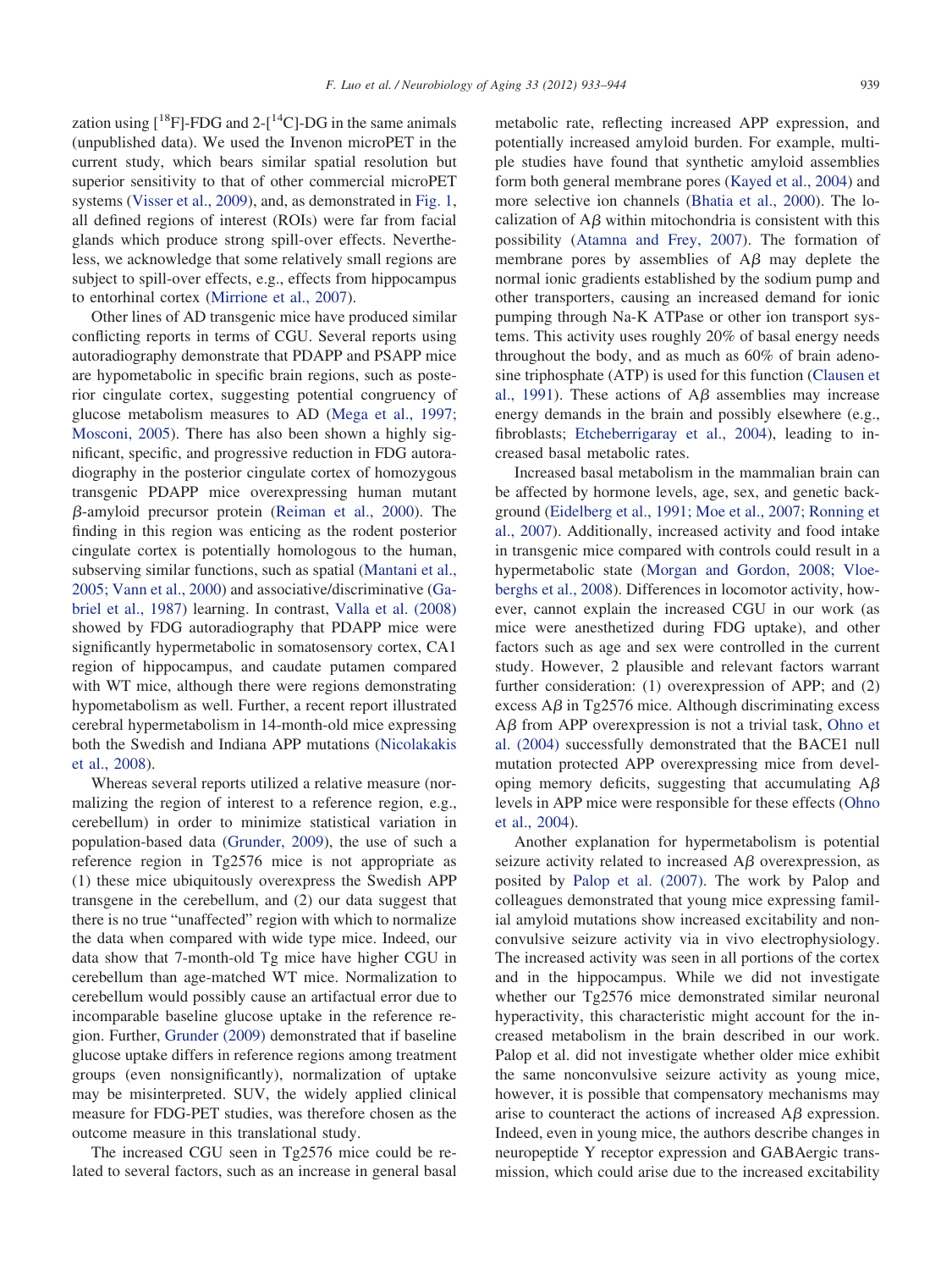zation using [$^{18}$F]-FDG and 2-[$^{14}$C]-DG in the same animals (unpublished data). We used the Invenon microPET in the current study, which bears similar spatial resolution but superior sensitivity to that of other commercial microPET systems (Visser et al., 2009), and, as demonstrated in Fig. 1, all defined regions of interest (ROIs) were far from facial glands which produce strong spill-over effects. Nevertheless, we acknowledge that some relatively small regions are subject to spill-over effects, e.g., effects from hippocampus to entorhinal cortex (Mirrione et al., 2007).

Other lines of AD transgenic mice have produced similar conflicting reports in terms of CGU. Several reports using autoradiography demonstrate that PDAPP and PSAPP mice are hypometabolic in specific brain regions, such as posterior cingulate cortex, suggesting potential congruency of glucose metabolism measures to AD (Mega et al., 1997; Mosconi, 2005). There has also been shown a highly significant, specific, and progressive reduction in FDG autoradiography in the posterior cingulate cortex of homozygous transgenic PDAPP mice overexpressing human mutant $\beta$-amyloid precursor protein (Reiman et al., 2000). The finding in this region was enticing as the rodent posterior cingulate cortex is potentially homologous to the human, subserving similar functions, such as spatial (Mantani et al., 2005; Vann et al., 2000) and associative/discriminative (Gabriel et al., 1987) learning. In contrast, Valla et al. (2008) showed by FDG autoradiography that PDAPP mice were significantly hypermetabolic in somatosensory cortex, CA1 region of hippocampus, and caudate putamen compared with WT mice, although there were regions demonstrating hypometabolism as well. Further, a recent report illustrated cerebral hypermetabolism in 14-month-old mice expressing both the Swedish and Indiana APP mutations (Nicolakakis et al., 2008).

Whereas several reports utilized a relative measure (normalizing the region of interest to a reference region, e.g., cerebellum) in order to minimize statistical variation in population-based data (Grunder, 2009), the use of such a reference region in Tg2576 mice is not appropriate as (1) these mice ubiquitously overexpress the Swedish APP transgene in the cerebellum, and (2) our data suggest that there is no true "unaffected" region with which to normalize the data when compared with wide type mice. Indeed, our data show that 7-month-old Tg mice have higher CGU in cerebellum than age-matched WT mice. Normalization to cerebellum would possibly cause an artifactual error due to incomparable baseline glucose uptake in the reference region. Further, Grunder (2009) demonstrated that if baseline glucose uptake differs in reference regions among treatment groups (even nonsignificantly), normalization of uptake may be misinterpreted. SUV, the widely applied clinical measure for FDG-PET studies, was therefore chosen as the outcome measure in this translational study.

The increased CGU seen in Tg2576 mice could be related to several factors, such as an increase in general basal metabolic rate, reflecting increased APP expression, and potentially increased amyloid burden. For example, multiple studies have found that synthetic amyloid assemblies form both general membrane pores (Kayed et al., 2004) and more selective ion channels (Bhatia et al., 2000). The localization of A$\beta$ within mitochondria is consistent with this possibility (Atamna and Frey, 2007). The formation of membrane pores by assemblies of A$\beta$ may deplete the normal ionic gradients established by the sodium pump and other transporters, causing an increased demand for ionic pumping through Na-K ATPase or other ion transport systems. This activity uses roughly 20% of basal energy needs throughout the body, and as much as 60% of brain adenosine triphosphate (ATP) is used for this function (Clausen et al., 1991). These actions of A$\beta$ assemblies may increase energy demands in the brain and possibly elsewhere (e.g., fibroblasts; Etcheberrigaray et al., 2004), leading to increased basal metabolic rates.

Increased basal metabolism in the mammalian brain can be affected by hormone levels, age, sex, and genetic background (Eidelberg et al., 1991; Moe et al., 2007; Ronning et al., 2007). Additionally, increased activity and food intake in transgenic mice compared with controls could result in a hypermetabolic state (Morgan and Gordon, 2008; Vloeberghs et al., 2008). Differences in locomotor activity, however, cannot explain the increased CGU in our work (as mice were anesthetized during FDG uptake), and other factors such as age and sex were controlled in the current study. However, 2 plausible and relevant factors warrant further consideration: (1) overexpression of APP; and (2) excess A$\beta$ in Tg2576 mice. Although discriminating excess A$\beta$ from APP overexpression is not a trivial task, Ohno et al. (2004) successfully demonstrated that the BACE1 null mutation protected APP overexpressing mice from developing memory deficits, suggesting that accumulating A$\beta$ levels in APP mice were responsible for these effects (Ohno et al., 2004).

Another explanation for hypermetabolism is potential seizure activity related to increased A$\beta$ overexpression, as posited by Palop et al. (2007). The work by Palop and colleagues demonstrated that young mice expressing familial amyloid mutations show increased excitability and nonconvulsive seizure activity via in vivo electrophysiology. The increased activity was seen in all portions of the cortex and in the hippocampus. While we did not investigate whether our Tg2576 mice demonstrated similar neuronal hyperactivity, this characteristic might account for the increased metabolism in the brain described in our work. Palop et al. did not investigate whether older mice exhibit the same nonconvulsive seizure activity as young mice, however, it is possible that compensatory mechanisms may arise to counteract the actions of increased A$\beta$ expression. Indeed, even in young mice, the authors describe changes in neuropeptide Y receptor expression and GABAergic transmission, which could arise due to the increased excitability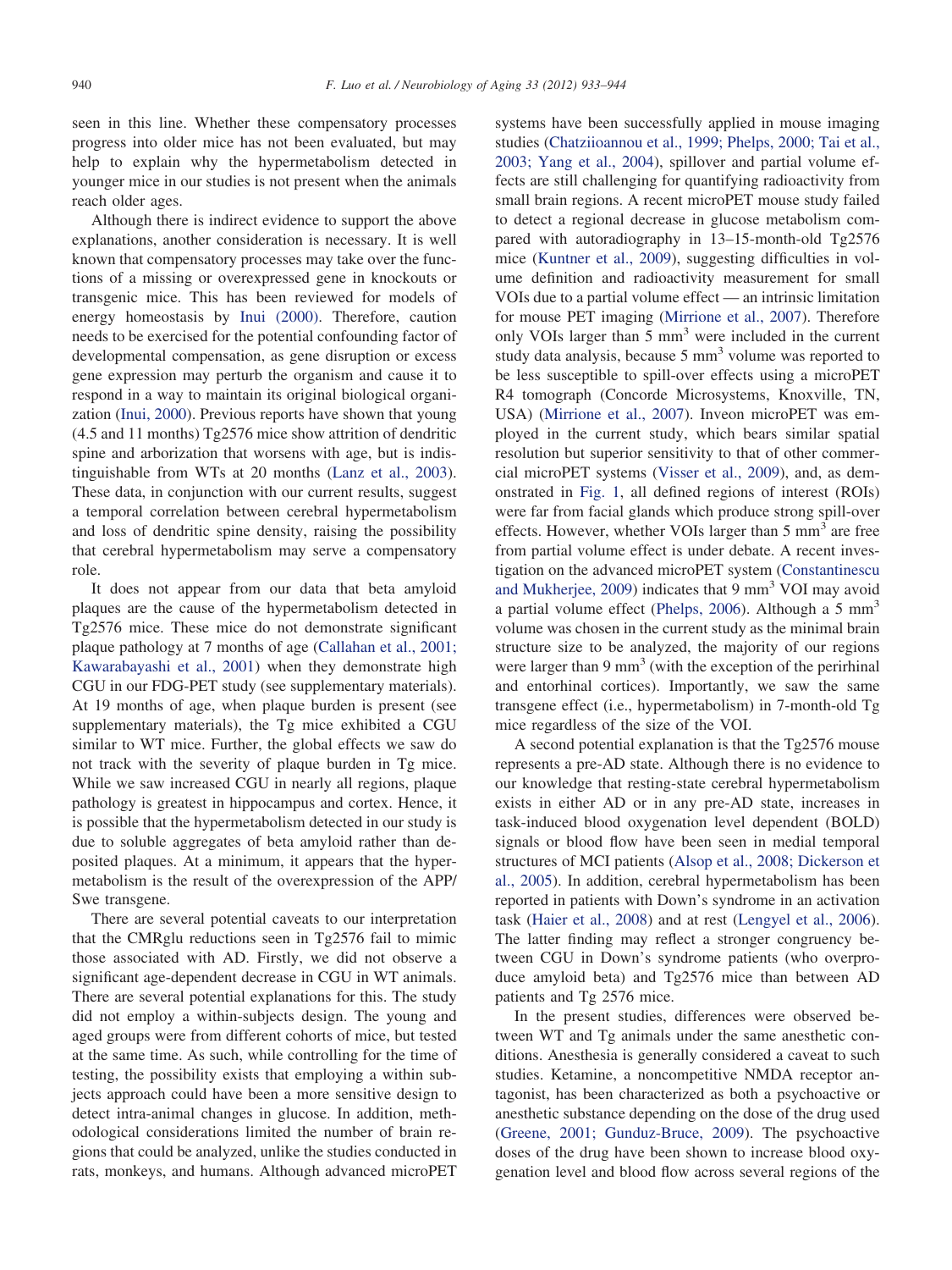seen in this line. Whether these compensatory processes progress into older mice has not been evaluated, but may help to explain why the hypermetabolism detected in younger mice in our studies is not present when the animals reach older ages.

Although there is indirect evidence to support the above explanations, another consideration is necessary. It is well known that compensatory processes may take over the functions of a missing or overexpressed gene in knockouts or transgenic mice. This has been reviewed for models of energy homeostasis by Inui (2000). Therefore, caution needs to be exercised for the potential confounding factor of developmental compensation, as gene disruption or excess gene expression may perturb the organism and cause it to respond in a way to maintain its original biological organization (Inui, 2000). Previous reports have shown that young (4.5 and 11 months) Tg2576 mice show attrition of dendritic spine and arborization that worsens with age, but is indistinguishable from WTs at 20 months (Lanz et al., 2003). These data, in conjunction with our current results, suggest a temporal correlation between cerebral hypermetabolism and loss of dendritic spine density, raising the possibility that cerebral hypermetabolism may serve a compensatory role.

It does not appear from our data that beta amyloid plaques are the cause of the hypermetabolism detected in Tg2576 mice. These mice do not demonstrate significant plaque pathology at 7 months of age (Callahan et al., 2001; Kawarabayashi et al., 2001) when they demonstrate high CGU in our FDG-PET study (see supplementary materials). At 19 months of age, when plaque burden is present (see supplementary materials), the Tg mice exhibited a CGU similar to WT mice. Further, the global effects we saw do not track with the severity of plaque burden in Tg mice. While we saw increased CGU in nearly all regions, plaque pathology is greatest in hippocampus and cortex. Hence, it is possible that the hypermetabolism detected in our study is due to soluble aggregates of beta amyloid rather than deposited plaques. At a minimum, it appears that the hypermetabolism is the result of the overexpression of the APP/Swe transgene.

There are several potential caveats to our interpretation that the CMRglu reductions seen in Tg2576 fail to mimic those associated with AD. Firstly, we did not observe a significant age-dependent decrease in CGU in WT animals. There are several potential explanations for this. The study did not employ a within-subjects design. The young and aged groups were from different cohorts of mice, but tested at the same time. As such, while controlling for the time of testing, the possibility exists that employing a within subjects approach could have been a more sensitive design to detect intra-animal changes in glucose. In addition, methodological considerations limited the number of brain regions that could be analyzed, unlike the studies conducted in rats, monkeys, and humans. Although advanced microPET systems have been successfully applied in mouse imaging studies (Chatziioannou et al., 1999; Phelps, 2000; Tai et al., 2003; Yang et al., 2004), spillover and partial volume effects are still challenging for quantifying radioactivity from small brain regions. A recent microPET mouse study failed to detect a regional decrease in glucose metabolism compared with autoradiography in 13–15-month-old Tg2576 mice (Kuntner et al., 2009), suggesting difficulties in volume definition and radioactivity measurement for small VOIs due to a partial volume effect — an intrinsic limitation for mouse PET imaging (Mirrione et al., 2007). Therefore only VOIs larger than 5 mm$^3$ were included in the current study data analysis, because 5 mm$^3$ volume was reported to be less susceptible to spill-over effects using a microPET R4 tomograph (Concorde Microsystems, Knoxville, TN, USA) (Mirrione et al., 2007). Inveon microPET was employed in the current study, which bears similar spatial resolution but superior sensitivity to that of other commercial microPET systems (Visser et al., 2009), and, as demonstrated in Fig. 1, all defined regions of interest (ROIs) were far from facial glands which produce strong spill-over effects. However, whether VOIs larger than 5 mm$^3$ are free from partial volume effect is under debate. A recent investigation on the advanced microPET system (Constantinescu and Mukherjee, 2009) indicates that 9 mm$^3$ VOI may avoid a partial volume effect (Phelps, 2006). Although a 5 mm$^3$ volume was chosen in the current study as the minimal brain structure size to be analyzed, the majority of our regions were larger than 9 mm$^3$ (with the exception of the perirhinal and entorhinal cortices). Importantly, we saw the same transgene effect (i.e., hypermetabolism) in 7-month-old Tg mice regardless of the size of the VOI.

A second potential explanation is that the Tg2576 mouse represents a pre-AD state. Although there is no evidence to our knowledge that resting-state cerebral hypermetabolism exists in either AD or in any pre-AD state, increases in task-induced blood oxygenation level dependent (BOLD) signals or blood flow have been seen in medial temporal structures of MCI patients (Alsop et al., 2008; Dickerson et al., 2005). In addition, cerebral hypermetabolism has been reported in patients with Down's syndrome in an activation task (Haier et al., 2008) and at rest (Lengyel et al., 2006). The latter finding may reflect a stronger congruency between CGU in Down's syndrome patients (who overproduce amyloid beta) and Tg2576 mice than between AD patients and Tg 2576 mice.

In the present studies, differences were observed between WT and Tg animals under the same anesthetic conditions. Anesthesia is generally considered a caveat to such studies. Ketamine, a noncompetitive NMDA receptor antagonist, has been characterized as both a psychoactive or anesthetic substance depending on the dose of the drug used (Greene, 2001; Gunduz-Bruce, 2009). The psychoactive doses of the drug have been shown to increase blood oxygenation level and blood flow across several regions of the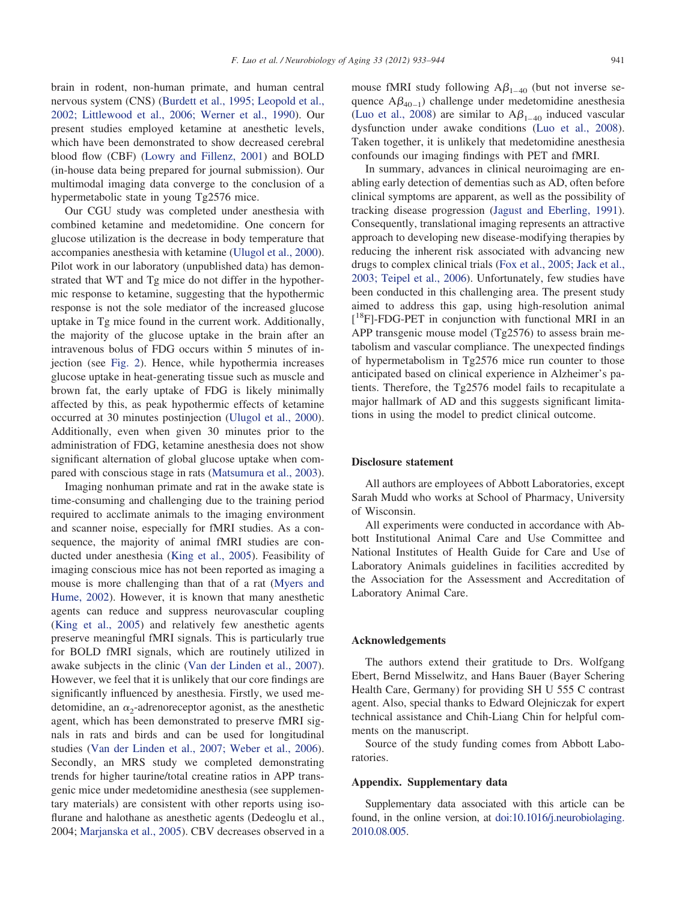brain in rodent, non-human primate, and human central nervous system (CNS) (Burdett et al., 1995; Leopold et al., 2002; Littlewood et al., 2006; Werner et al., 1990). Our present studies employed ketamine at anesthetic levels, which have been demonstrated to show decreased cerebral blood flow (CBF) (Lowry and Fillenz, 2001) and BOLD (in-house data being prepared for journal submission). Our multimodal imaging data converge to the conclusion of a hypermetabolic state in young Tg2576 mice.

Our CGU study was completed under anesthesia with combined ketamine and medetomidine. One concern for glucose utilization is the decrease in body temperature that accompanies anesthesia with ketamine (Ulugol et al., 2000). Pilot work in our laboratory (unpublished data) has demonstrated that WT and Tg mice do not differ in the hypothermic response to ketamine, suggesting that the hypothermic response is not the sole mediator of the increased glucose uptake in Tg mice found in the current work. Additionally, the majority of the glucose uptake in the brain after an intravenous bolus of FDG occurs within 5 minutes of injection (see Fig. 2). Hence, while hypothermia increases glucose uptake in heat-generating tissue such as muscle and brown fat, the early uptake of FDG is likely minimally affected by this, as peak hypothermic effects of ketamine occurred at 30 minutes postinjection (Ulugol et al., 2000). Additionally, even when given 30 minutes prior to the administration of FDG, ketamine anesthesia does not show significant alternation of global glucose uptake when compared with conscious stage in rats (Matsumura et al., 2003).

Imaging nonhuman primate and rat in the awake state is time-consuming and challenging due to the training period required to acclimate animals to the imaging environment and scanner noise, especially for fMRI studies. As a consequence, the majority of animal fMRI studies are conducted under anesthesia (King et al., 2005). Feasibility of imaging conscious mice has not been reported as imaging a mouse is more challenging than that of a rat (Myers and Hume, 2002). However, it is known that many anesthetic agents can reduce and suppress neurovascular coupling (King et al., 2005) and relatively few anesthetic agents preserve meaningful fMRI signals. This is particularly true for BOLD fMRI signals, which are routinely utilized in awake subjects in the clinic (Van der Linden et al., 2007). However, we feel that it is unlikely that our core findings are significantly influenced by anesthesia. Firstly, we used medetomidine, an $\alpha_2$-adrenoreceptor agonist, as the anesthetic agent, which has been demonstrated to preserve fMRI signals in rats and birds and can be used for longitudinal studies (Van der Linden et al., 2007; Weber et al., 2006). Secondly, an MRS study we completed demonstrating trends for higher taurine/total creatine ratios in APP transgenic mice under medetomidine anesthesia (see supplementary materials) are consistent with other reports using isoflurane and halothane as anesthetic agents (Dedeoglu et al., 2004; Marjanska et al., 2005). CBV decreases observed in a mouse fMRI study following $A\beta_{1-40}$ (but not inverse sequence $A\beta_{40-1}$) challenge under medetomidine anesthesia (Luo et al., 2008) are similar to $A\beta_{1-40}$ induced vascular dysfunction under awake conditions (Luo et al., 2008). Taken together, it is unlikely that medetomidine anesthesia confounds our imaging findings with PET and fMRI.

In summary, advances in clinical neuroimaging are enabling early detection of dementias such as AD, often before clinical symptoms are apparent, as well as the possibility of tracking disease progression (Jagust and Eberling, 1991). Consequently, translational imaging represents an attractive approach to developing new disease-modifying therapies by reducing the inherent risk associated with advancing new drugs to complex clinical trials (Fox et al., 2005; Jack et al., 2003; Teipel et al., 2006). Unfortunately, few studies have been conducted in this challenging area. The present study aimed to address this gap, using high-resolution animal [$^{18}$F]-FDG-PET in conjunction with functional MRI in an APP transgenic mouse model (Tg2576) to assess brain metabolism and vascular compliance. The unexpected findings of hypermetabolism in Tg2576 mice run counter to those anticipated based on clinical experience in Alzheimer's patients. Therefore, the Tg2576 model fails to recapitulate a major hallmark of AD and this suggests significant limitations in using the model to predict clinical outcome.

## Disclosure statement

All authors are employees of Abbott Laboratories, except Sarah Mudd who works at School of Pharmacy, University of Wisconsin.

All experiments were conducted in accordance with Abbott Institutional Animal Care and Use Committee and National Institutes of Health Guide for Care and Use of Laboratory Animals guidelines in facilities accredited by the Association for the Assessment and Accreditation of Laboratory Animal Care.

## Acknowledgements

The authors extend their gratitude to Drs. Wolfgang Ebert, Bernd Misselwitz, and Hans Bauer (Bayer Schering Health Care, Germany) for providing SH U 555 C contrast agent. Also, special thanks to Edward Olejniczak for expert technical assistance and Chih-Liang Chin for helpful comments on the manuscript.

Source of the study funding comes from Abbott Laboratories.

## Appendix. Supplementary data

Supplementary data associated with this article can be found, in the online version, at doi:10.1016/j.neurobiolaging.2010.08.005.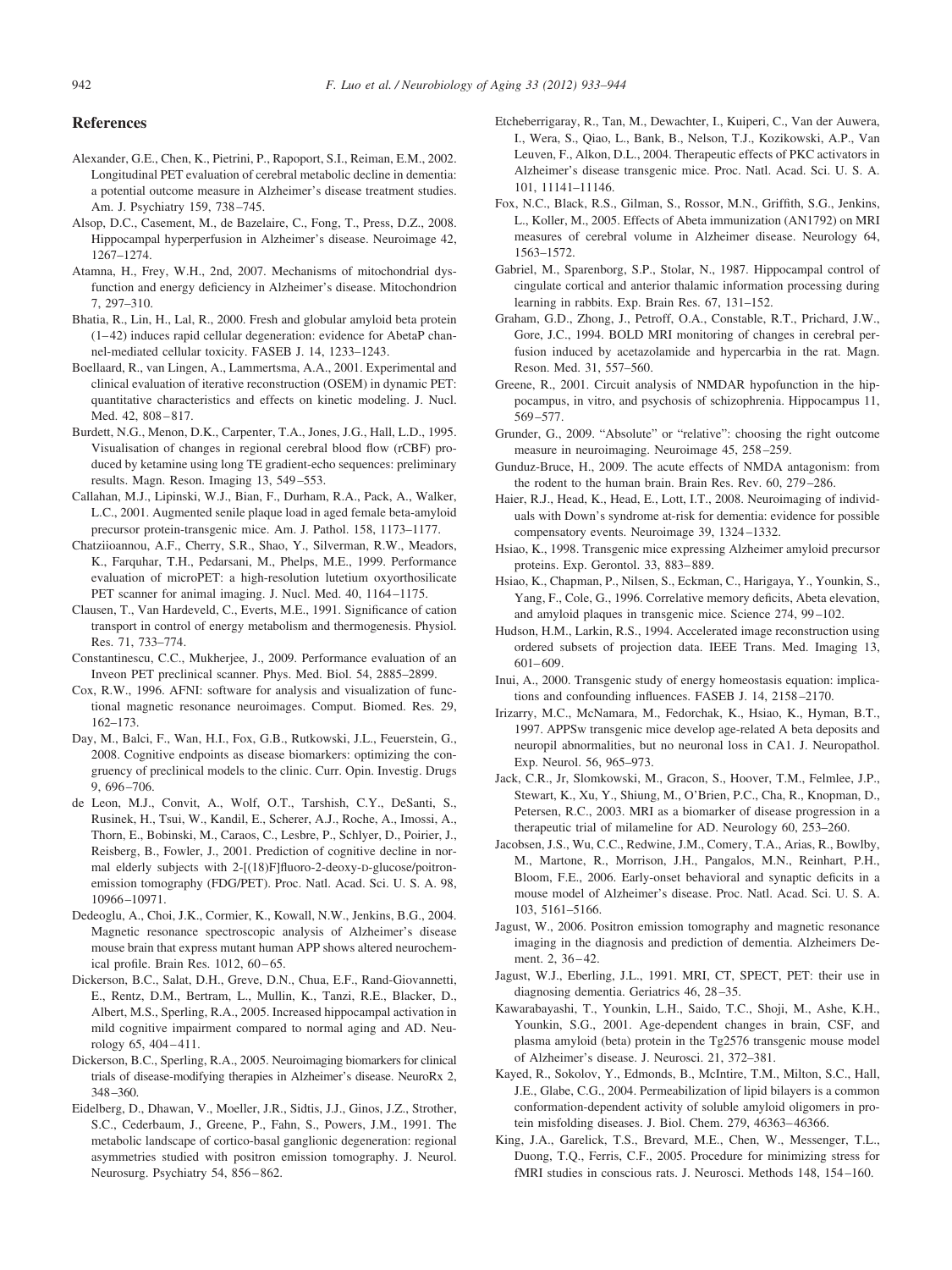## References

Alexander, G.E., Chen, K., Pietrini, P., Rapoport, S.I., Reiman, E.M., 2002. Longitudinal PET evaluation of cerebral metabolic decline in dementia: a potential outcome measure in Alzheimer's disease treatment studies. Am. J. Psychiatry 159, 738–745.

Alsop, D.C., Casement, M., de Bazelaire, C., Fong, T., Press, D.Z., 2008. Hippocampal hyperperfusion in Alzheimer's disease. Neuroimage 42, 1267–1274.

Atamna, H., Frey, W.H., 2nd, 2007. Mechanisms of mitochondrial dysfunction and energy deficiency in Alzheimer's disease. Mitochondrion 7, 297–310.

Bhatia, R., Lin, H., Lal, R., 2000. Fresh and globular amyloid beta protein (1–42) induces rapid cellular degeneration: evidence for AbetaP channel-mediated cellular toxicity. FASEB J. 14, 1233–1243.

Boellaard, R., van Lingen, A., Lammertsma, A.A., 2001. Experimental and clinical evaluation of iterative reconstruction (OSEM) in dynamic PET: quantitative characteristics and effects on kinetic modeling. J. Nucl. Med. 42, 808–817.

Burdett, N.G., Menon, D.K., Carpenter, T.A., Jones, J.G., Hall, L.D., 1995. Visualisation of changes in regional cerebral blood flow (rCBF) produced by ketamine using long TE gradient-echo sequences: preliminary results. Magn. Reson. Imaging 13, 549–553.

Callahan, M.J., Lipinski, W.J., Bian, F., Durham, R.A., Pack, A., Walker, L.C., 2001. Augmented senile plaque load in aged female beta-amyloid precursor protein-transgenic mice. Am. J. Pathol. 158, 1173–1177.

Chatziioannou, A.F., Cherry, S.R., Shao, Y., Silverman, R.W., Meadors, K., Farquhar, T.H., Pedarsani, M., Phelps, M.E., 1999. Performance evaluation of microPET: a high-resolution lutetium oxyorthosilicate PET scanner for animal imaging. J. Nucl. Med. 40, 1164–1175.

Clausen, T., Van Hardeveld, C., Everts, M.E., 1991. Significance of cation transport in control of energy metabolism and thermogenesis. Physiol. Res. 71, 733–774.

Constantinescu, C.C., Mukherjee, J., 2009. Performance evaluation of an Inveon PET preclinical scanner. Phys. Med. Biol. 54, 2885–2899.

Cox, R.W., 1996. AFNI: software for analysis and visualization of functional magnetic resonance neuroimages. Comput. Biomed. Res. 29, 162–173.

Day, M., Balci, F., Wan, H.I., Fox, G.B., Rutkowski, J.L., Feuerstein, G., 2008. Cognitive endpoints as disease biomarkers: optimizing the congruency of preclinical models to the clinic. Curr. Opin. Investig. Drugs 9, 696–706.

de Leon, M.J., Convit, A., Wolf, O.T., Tarshish, C.Y., DeSanti, S., Rusinek, H., Tsui, W., Kandil, E., Scherer, A.J., Roche, A., Imossi, A., Thorn, E., Bobinski, M., Caraos, C., Lesbre, P., Schlyer, D., Poirier, J., Reisberg, B., Fowler, J., 2001. Prediction of cognitive decline in normal elderly subjects with 2-[(18)F]fluoro-2-deoxy-D-glucose/poitron-emission tomography (FDG/PET). Proc. Natl. Acad. Sci. U. S. A. 98, 10966–10971.

Dedeoglu, A., Choi, J.K., Cormier, K., Kowall, N.W., Jenkins, B.G., 2004. Magnetic resonance spectroscopic analysis of Alzheimer's disease mouse brain that express mutant human APP shows altered neurochemical profile. Brain Res. 1012, 60–65.

Dickerson, B.C., Salat, D.H., Greve, D.N., Chua, E.F., Rand-Giovannetti, E., Rentz, D.M., Bertram, L., Mullin, K., Tanzi, R.E., Blacker, D., Albert, M.S., Sperling, R.A., 2005. Increased hippocampal activation in mild cognitive impairment compared to normal aging and AD. Neurology 65, 404–411.

Dickerson, B.C., Sperling, R.A., 2005. Neuroimaging biomarkers for clinical trials of disease-modifying therapies in Alzheimer's disease. NeuroRx 2, 348–360.

Eidelberg, D., Dhawan, V., Moeller, J.R., Sidtis, J.J., Ginos, J.Z., Strother, S.C., Cederbaum, J., Greene, P., Fahn, S., Powers, J.M., 1991. The metabolic landscape of cortico-basal ganglionic degeneration: regional asymmetries studied with positron emission tomography. J. Neurol. Neurosurg. Psychiatry 54, 856–862.

Etcheberrigaray, R., Tan, M., Dewachter, I., Kuiperi, C., Van der Auwera, I., Wera, S., Qiao, L., Bank, B., Nelson, T.J., Kozikowski, A.P., Van Leuven, F., Alkon, D.L., 2004. Therapeutic effects of PKC activators in Alzheimer's disease transgenic mice. Proc. Natl. Acad. Sci. U. S. A. 101, 11141–11146.

Fox, N.C., Black, R.S., Gilman, S., Rossor, M.N., Griffith, S.G., Jenkins, L., Koller, M., 2005. Effects of Abeta immunization (AN1792) on MRI measures of cerebral volume in Alzheimer disease. Neurology 64, 1563–1572.

Gabriel, M., Sparenborg, S.P., Stolar, N., 1987. Hippocampal control of cingulate cortical and anterior thalamic information processing during learning in rabbits. Exp. Brain Res. 67, 131–152.

Graham, G.D., Zhong, J., Petroff, O.A., Constable, R.T., Prichard, J.W., Gore, J.C., 1994. BOLD MRI monitoring of changes in cerebral perfusion induced by acetazolamide and hypercarbia in the rat. Magn. Reson. Med. 31, 557–560.

Greene, R., 2001. Circuit analysis of NMDAR hypofunction in the hippocampus, in vitro, and psychosis of schizophrenia. Hippocampus 11, 569–577.

Grunder, G., 2009. "Absolute" or "relative": choosing the right outcome measure in neuroimaging. Neuroimage 45, 258–259.

Gunduz-Bruce, H., 2009. The acute effects of NMDA antagonism: from the rodent to the human brain. Brain Res. Rev. 60, 279–286.

Haier, R.J., Head, K., Head, E., Lott, I.T., 2008. Neuroimaging of individuals with Down's syndrome at-risk for dementia: evidence for possible compensatory events. Neuroimage 39, 1324–1332.

Hsiao, K., 1998. Transgenic mice expressing Alzheimer amyloid precursor proteins. Exp. Gerontol. 33, 883–889.

Hsiao, K., Chapman, P., Nilsen, S., Eckman, C., Harigaya, Y., Younkin, S., Yang, F., Cole, G., 1996. Correlative memory deficits, Abeta elevation, and amyloid plaques in transgenic mice. Science 274, 99–102.

Hudson, H.M., Larkin, R.S., 1994. Accelerated image reconstruction using ordered subsets of projection data. IEEE Trans. Med. Imaging 13, 601–609.

Inui, A., 2000. Transgenic study of energy homeostasis equation: implications and confounding influences. FASEB J. 14, 2158–2170.

Irizarry, M.C., McNamara, M., Fedorchak, K., Hsiao, K., Hyman, B.T., 1997. APPSw transgenic mice develop age-related A beta deposits and neuropil abnormalities, but no neuronal loss in CA1. J. Neuropathol. Exp. Neurol. 56, 965–973.

Jack, C.R., Jr, Slomkowski, M., Gracon, S., Hoover, T.M., Felmlee, J.P., Stewart, K., Xu, Y., Shiung, M., O'Brien, P.C., Cha, R., Knopman, D., Petersen, R.C., 2003. MRI as a biomarker of disease progression in a therapeutic trial of milameline for AD. Neurology 60, 253–260.

Jacobsen, J.S., Wu, C.C., Redwine, J.M., Comery, T.A., Arias, R., Bowlby, M., Martone, R., Morrison, J.H., Pangalos, M.N., Reinhart, P.H., Bloom, F.E., 2006. Early-onset behavioral and synaptic deficits in a mouse model of Alzheimer's disease. Proc. Natl. Acad. Sci. U. S. A. 103, 5161–5166.

Jagust, W., 2006. Positron emission tomography and magnetic resonance imaging in the diagnosis and prediction of dementia. Alzheimers Dement. 2, 36–42.

Jagust, W.J., Eberling, J.L., 1991. MRI, CT, SPECT, PET: their use in diagnosing dementia. Geriatrics 46, 28–35.

Kawarabayashi, T., Younkin, L.H., Saido, T.C., Shoji, M., Ashe, K.H., Younkin, S.G., 2001. Age-dependent changes in brain, CSF, and plasma amyloid (beta) protein in the Tg2576 transgenic mouse model of Alzheimer's disease. J. Neurosci. 21, 372–381.

Kayed, R., Sokolov, Y., Edmonds, B., McIntire, T.M., Milton, S.C., Hall, J.E., Glabe, C.G., 2004. Permeabilization of lipid bilayers is a common conformation-dependent activity of soluble amyloid oligomers in protein misfolding diseases. J. Biol. Chem. 279, 46363–46366.

King, J.A., Garelick, T.S., Brevard, M.E., Chen, W., Messenger, T.L., Duong, T.Q., Ferris, C.F., 2005. Procedure for minimizing stress for fMRI studies in conscious rats. J. Neurosci. Methods 148, 154–160.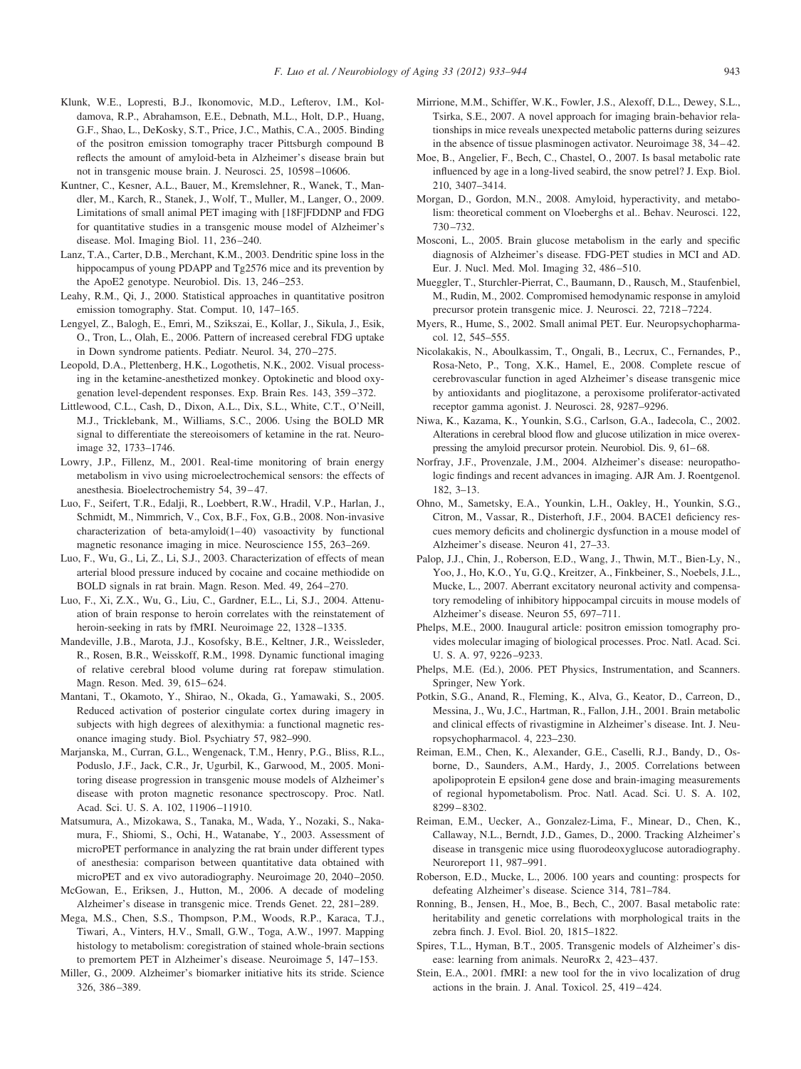Klunk, W.E., Lopresti, B.J., Ikonomovic, M.D., Lefterov, I.M., Koldamova, R.P., Abrahamson, E.E., Debnath, M.L., Holt, D.P., Huang, G.F., Shao, L., DeKosky, S.T., Price, J.C., Mathis, C.A., 2005. Binding of the positron emission tomography tracer Pittsburgh compound B reflects the amount of amyloid-beta in Alzheimer's disease brain but not in transgenic mouse brain. J. Neurosci. 25, 10598–10606.

Kuntner, C., Kesner, A.L., Bauer, M., Kremslehner, R., Wanek, T., Mandler, M., Karch, R., Stanek, J., Wolf, T., Muller, M., Langer, O., 2009. Limitations of small animal PET imaging with [18F]FDDNP and FDG for quantitative studies in a transgenic mouse model of Alzheimer's disease. Mol. Imaging Biol. 11, 236–240.

Lanz, T.A., Carter, D.B., Merchant, K.M., 2003. Dendritic spine loss in the hippocampus of young PDAPP and Tg2576 mice and its prevention by the ApoE2 genotype. Neurobiol. Dis. 13, 246–253.

Leahy, R.M., Qi, J., 2000. Statistical approaches in quantitative positron emission tomography. Stat. Comput. 10, 147–165.

Lengyel, Z., Balogh, E., Emri, M., Szikszai, E., Kollar, J., Sikula, J., Esik, O., Tron, L., Olah, E., 2006. Pattern of increased cerebral FDG uptake in Down syndrome patients. Pediatr. Neurol. 34, 270–275.

Leopold, D.A., Plettenberg, H.K., Logothetis, N.K., 2002. Visual processing in the ketamine-anesthetized monkey. Optokinetic and blood oxygenation level-dependent responses. Exp. Brain Res. 143, 359–372.

Littlewood, C.L., Cash, D., Dixon, A.L., Dix, S.L., White, C.T., O'Neill, M.J., Tricklebank, M., Williams, S.C., 2006. Using the BOLD MR signal to differentiate the stereoisomers of ketamine in the rat. Neuroimage 32, 1733–1746.

Lowry, J.P., Fillenz, M., 2001. Real-time monitoring of brain energy metabolism in vivo using microelectrochemical sensors: the effects of anesthesia. Bioelectrochemistry 54, 39–47.

Luo, F., Seifert, T.R., Edalji, R., Loebbert, R.W., Hradil, V.P., Harlan, J., Schmidt, M., Nimmrich, V., Cox, B.F., Fox, G.B., 2008. Non-invasive characterization of beta-amyloid(1–40) vasoactivity by functional magnetic resonance imaging in mice. Neuroscience 155, 263–269.

Luo, F., Wu, G., Li, Z., Li, S.J., 2003. Characterization of effects of mean arterial blood pressure induced by cocaine and cocaine methiodide on BOLD signals in rat brain. Magn. Reson. Med. 49, 264–270.

Luo, F., Xi, Z.X., Wu, G., Liu, C., Gardner, E.L., Li, S.J., 2004. Attenuation of brain response to heroin correlates with the reinstatement of heroin-seeking in rats by fMRI. Neuroimage 22, 1328–1335.

Mandeville, J.B., Marota, J.J., Kosofsky, B.E., Keltner, J.R., Weissleder, R., Rosen, B.R., Weisskoff, R.M., 1998. Dynamic functional imaging of relative cerebral blood volume during rat forepaw stimulation. Magn. Reson. Med. 39, 615–624.

Mantani, T., Okamoto, Y., Shirao, N., Okada, G., Yamawaki, S., 2005. Reduced activation of posterior cingulate cortex during imagery in subjects with high degrees of alexithymia: a functional magnetic resonance imaging study. Biol. Psychiatry 57, 982–990.

Marjanska, M., Curran, G.L., Wengenack, T.M., Henry, P.G., Bliss, R.L., Poduslo, J.F., Jack, C.R., Jr, Ugurbil, K., Garwood, M., 2005. Monitoring disease progression in transgenic mouse models of Alzheimer's disease with proton magnetic resonance spectroscopy. Proc. Natl. Acad. Sci. U. S. A. 102, 11906–11910.

Matsumura, A., Mizokawa, S., Tanaka, M., Wada, Y., Nozaki, S., Nakamura, F., Shiomi, S., Ochi, H., Watanabe, Y., 2003. Assessment of microPET performance in analyzing the rat brain under different types of anesthesia: comparison between quantitative data obtained with microPET and ex vivo autoradiography. Neuroimage 20, 2040–2050.

McGowan, E., Eriksen, J., Hutton, M., 2006. A decade of modeling Alzheimer's disease in transgenic mice. Trends Genet. 22, 281–289.

Mega, M.S., Chen, S.S., Thompson, P.M., Woods, R.P., Karaca, T.J., Tiwari, A., Vinters, H.V., Small, G.W., Toga, A.W., 1997. Mapping histology to metabolism: coregistration of stained whole-brain sections to premortem PET in Alzheimer's disease. Neuroimage 5, 147–153.

Miller, G., 2009. Alzheimer's biomarker initiative hits its stride. Science 326, 386–389.

Mirrione, M.M., Schiffer, W.K., Fowler, J.S., Alexoff, D.L., Dewey, S.L., Tsirka, S.E., 2007. A novel approach for imaging brain-behavior relationships in mice reveals unexpected metabolic patterns during seizures in the absence of tissue plasminogen activator. Neuroimage 38, 34–42.

Moe, B., Angelier, F., Bech, C., Chastel, O., 2007. Is basal metabolic rate influenced by age in a long-lived seabird, the snow petrel? J. Exp. Biol. 210, 3407–3414.

Morgan, D., Gordon, M.N., 2008. Amyloid, hyperactivity, and metabolism: theoretical comment on Vloeberghs et al.. Behav. Neurosci. 122, 730–732.

Mosconi, L., 2005. Brain glucose metabolism in the early and specific diagnosis of Alzheimer's disease. FDG-PET studies in MCI and AD. Eur. J. Nucl. Med. Mol. Imaging 32, 486–510.

Mueggler, T., Sturchler-Pierrat, C., Baumann, D., Rausch, M., Staufenbiel, M., Rudin, M., 2002. Compromised hemodynamic response in amyloid precursor protein transgenic mice. J. Neurosci. 22, 7218–7224.

Myers, R., Hume, S., 2002. Small animal PET. Eur. Neuropsychopharmacol. 12, 545–555.

Nicolakakis, N., Aboulkassim, T., Ongali, B., Lecrux, C., Fernandes, P., Rosa-Neto, P., Tong, X.K., Hamel, E., 2008. Complete rescue of cerebrovascular function in aged Alzheimer's disease transgenic mice by antioxidants and pioglitazone, a peroxisome proliferator-activated receptor gamma agonist. J. Neurosci. 28, 9287–9296.

Niwa, K., Kazama, K., Younkin, S.G., Carlson, G.A., Iadecola, C., 2002. Alterations in cerebral blood flow and glucose utilization in mice overexpressing the amyloid precursor protein. Neurobiol. Dis. 9, 61–68.

Norfray, J.F., Provenzale, J.M., 2004. Alzheimer's disease: neuropathologic findings and recent advances in imaging. AJR Am. J. Roentgenol. 182, 3–13.

Ohno, M., Sametsky, E.A., Younkin, L.H., Oakley, H., Younkin, S.G., Citron, M., Vassar, R., Disterhoft, J.F., 2004. BACE1 deficiency rescues memory deficits and cholinergic dysfunction in a mouse model of Alzheimer's disease. Neuron 41, 27–33.

Palop, J.J., Chin, J., Roberson, E.D., Wang, J., Thwin, M.T., Bien-Ly, N., Yoo, J., Ho, K.O., Yu, G.Q., Kreitzer, A., Finkbeiner, S., Noebels, J.L., Mucke, L., 2007. Aberrant excitatory neuronal activity and compensatory remodeling of inhibitory hippocampal circuits in mouse models of Alzheimer's disease. Neuron 55, 697–711.

Phelps, M.E., 2000. Inaugural article: positron emission tomography provides molecular imaging of biological processes. Proc. Natl. Acad. Sci. U. S. A. 97, 9226–9233.

Phelps, M.E. (Ed.), 2006. PET Physics, Instrumentation, and Scanners. Springer, New York.

Potkin, S.G., Anand, R., Fleming, K., Alva, G., Keator, D., Carreon, D., Messina, J., Wu, J.C., Hartman, R., Fallon, J.H., 2001. Brain metabolic and clinical effects of rivastigmine in Alzheimer's disease. Int. J. Neuropsychopharmacol. 4, 223–230.

Reiman, E.M., Chen, K., Alexander, G.E., Caselli, R.J., Bandy, D., Osborne, D., Saunders, A.M., Hardy, J., 2005. Correlations between apolipoprotein E epsilon4 gene dose and brain-imaging measurements of regional hypometabolism. Proc. Natl. Acad. Sci. U. S. A. 102, 8299–8302.

Reiman, E.M., Uecker, A., Gonzalez-Lima, F., Minear, D., Chen, K., Callaway, N.L., Berndt, J.D., Games, D., 2000. Tracking Alzheimer's disease in transgenic mice using fluorodeoxyglucose autoradiography. Neuroreport 11, 987–991.

Roberson, E.D., Mucke, L., 2006. 100 years and counting: prospects for defeating Alzheimer's disease. Science 314, 781–784.

Ronning, B., Jensen, H., Moe, B., Bech, C., 2007. Basal metabolic rate: heritability and genetic correlations with morphological traits in the zebra finch. J. Evol. Biol. 20, 1815–1822.

Spires, T.L., Hyman, B.T., 2005. Transgenic models of Alzheimer's disease: learning from animals. NeuroRx 2, 423–437.

Stein, E.A., 2001. fMRI: a new tool for the in vivo localization of drug actions in the brain. J. Anal. Toxicol. 25, 419–424.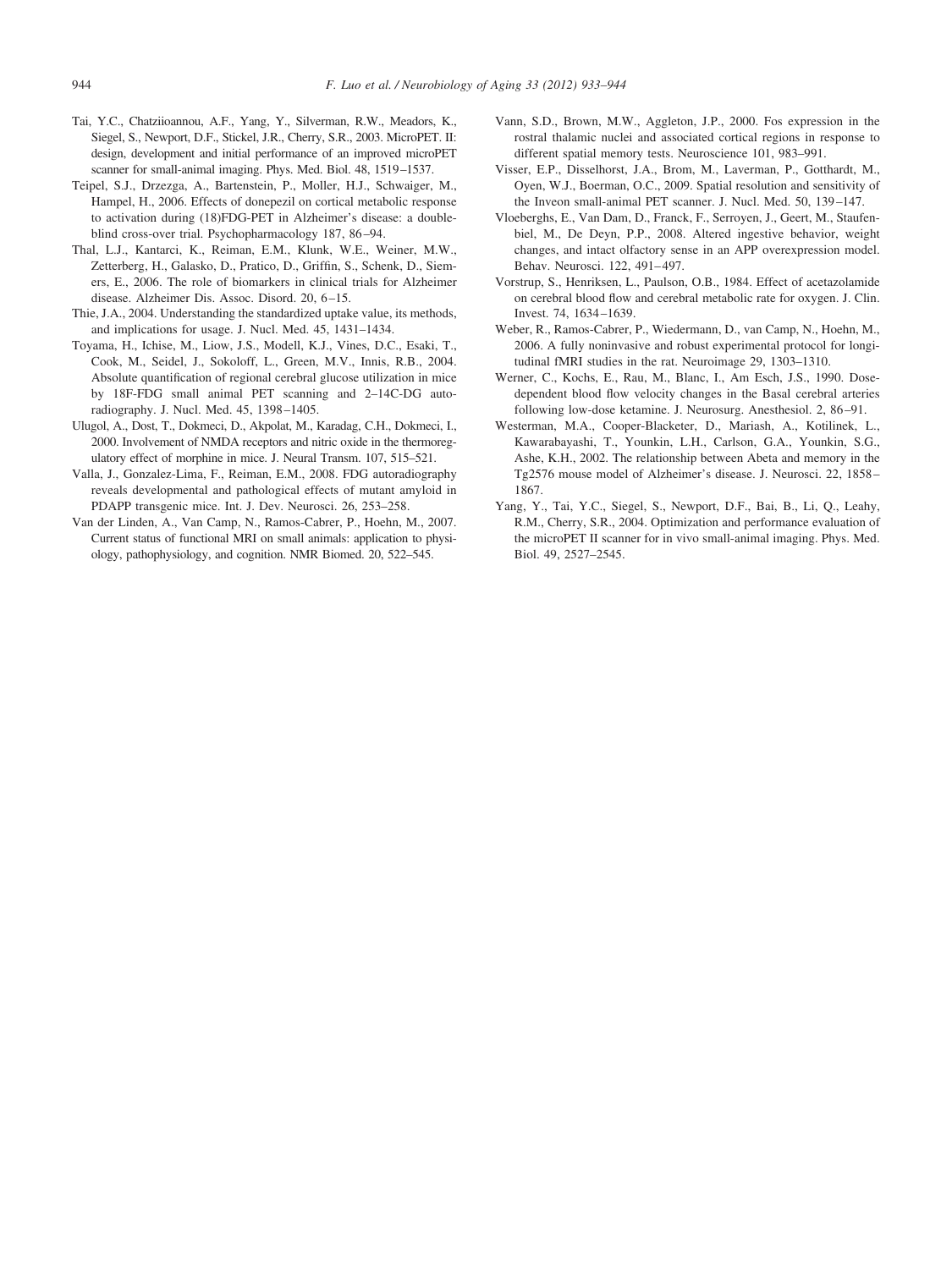Tai, Y.C., Chatziioannou, A.F., Yang, Y., Silverman, R.W., Meadors, K., Siegel, S., Newport, D.F., Stickel, J.R., Cherry, S.R., 2003. MicroPET. II: design, development and initial performance of an improved microPET scanner for small-animal imaging. Phys. Med. Biol. 48, 1519–1537.

Teipel, S.J., Drzezga, A., Bartenstein, P., Moller, H.J., Schwaiger, M., Hampel, H., 2006. Effects of donepezil on cortical metabolic response to activation during (18)FDG-PET in Alzheimer's disease: a double-blind cross-over trial. Psychopharmacology 187, 86–94.

Thal, L.J., Kantarci, K., Reiman, E.M., Klunk, W.E., Weiner, M.W., Zetterberg, H., Galasko, D., Pratico, D., Griffin, S., Schenk, D., Siemers, E., 2006. The role of biomarkers in clinical trials for Alzheimer disease. Alzheimer Dis. Assoc. Disord. 20, 6–15.

Thie, J.A., 2004. Understanding the standardized uptake value, its methods, and implications for usage. J. Nucl. Med. 45, 1431–1434.

Toyama, H., Ichise, M., Liow, J.S., Modell, K.J., Vines, D.C., Esaki, T., Cook, M., Seidel, J., Sokoloff, L., Green, M.V., Innis, R.B., 2004. Absolute quantification of regional cerebral glucose utilization in mice by 18F-FDG small animal PET scanning and 2–14C-DG autoradiography. J. Nucl. Med. 45, 1398–1405.

Ulugol, A., Dost, T., Dokmeci, D., Akpolat, M., Karadag, C.H., Dokmeci, I., 2000. Involvement of NMDA receptors and nitric oxide in the thermoregulatory effect of morphine in mice. J. Neural Transm. 107, 515–521.

Valla, J., Gonzalez-Lima, F., Reiman, E.M., 2008. FDG autoradiography reveals developmental and pathological effects of mutant amyloid in PDAPP transgenic mice. Int. J. Dev. Neurosci. 26, 253–258.

Van der Linden, A., Van Camp, N., Ramos-Cabrer, P., Hoehn, M., 2007. Current status of functional MRI on small animals: application to physiology, pathophysiology, and cognition. NMR Biomed. 20, 522–545.

Vann, S.D., Brown, M.W., Aggleton, J.P., 2000. Fos expression in the rostral thalamic nuclei and associated cortical regions in response to different spatial memory tests. Neuroscience 101, 983–991.

Visser, E.P., Disselhorst, J.A., Brom, M., Laverman, P., Gotthardt, M., Oyen, W.J., Boerman, O.C., 2009. Spatial resolution and sensitivity of the Inveon small-animal PET scanner. J. Nucl. Med. 50, 139–147.

Vloeberghs, E., Van Dam, D., Franck, F., Serroyen, J., Geert, M., Staufenbiel, M., De Deyn, P.P., 2008. Altered ingestive behavior, weight changes, and intact olfactory sense in an APP overexpression model. Behav. Neurosci. 122, 491–497.

Vorstrup, S., Henriksen, L., Paulson, O.B., 1984. Effect of acetazolamide on cerebral blood flow and cerebral metabolic rate for oxygen. J. Clin. Invest. 74, 1634–1639.

Weber, R., Ramos-Cabrer, P., Wiedermann, D., van Camp, N., Hoehn, M., 2006. A fully noninvasive and robust experimental protocol for longitudinal fMRI studies in the rat. Neuroimage 29, 1303–1310.

Werner, C., Kochs, E., Rau, M., Blanc, I., Am Esch, J.S., 1990. Dose-dependent blood flow velocity changes in the Basal cerebral arteries following low-dose ketamine. J. Neurosurg. Anesthesiol. 2, 86–91.

Westerman, M.A., Cooper-Blacketer, D., Mariash, A., Kotilinek, L., Kawarabayashi, T., Younkin, L.H., Carlson, G.A., Younkin, S.G., Ashe, K.H., 2002. The relationship between Abeta and memory in the Tg2576 mouse model of Alzheimer's disease. J. Neurosci. 22, 1858–1867.

Yang, Y., Tai, Y.C., Siegel, S., Newport, D.F., Bai, B., Li, Q., Leahy, R.M., Cherry, S.R., 2004. Optimization and performance evaluation of the microPET II scanner for in vivo small-animal imaging. Phys. Med. Biol. 49, 2527–2545.